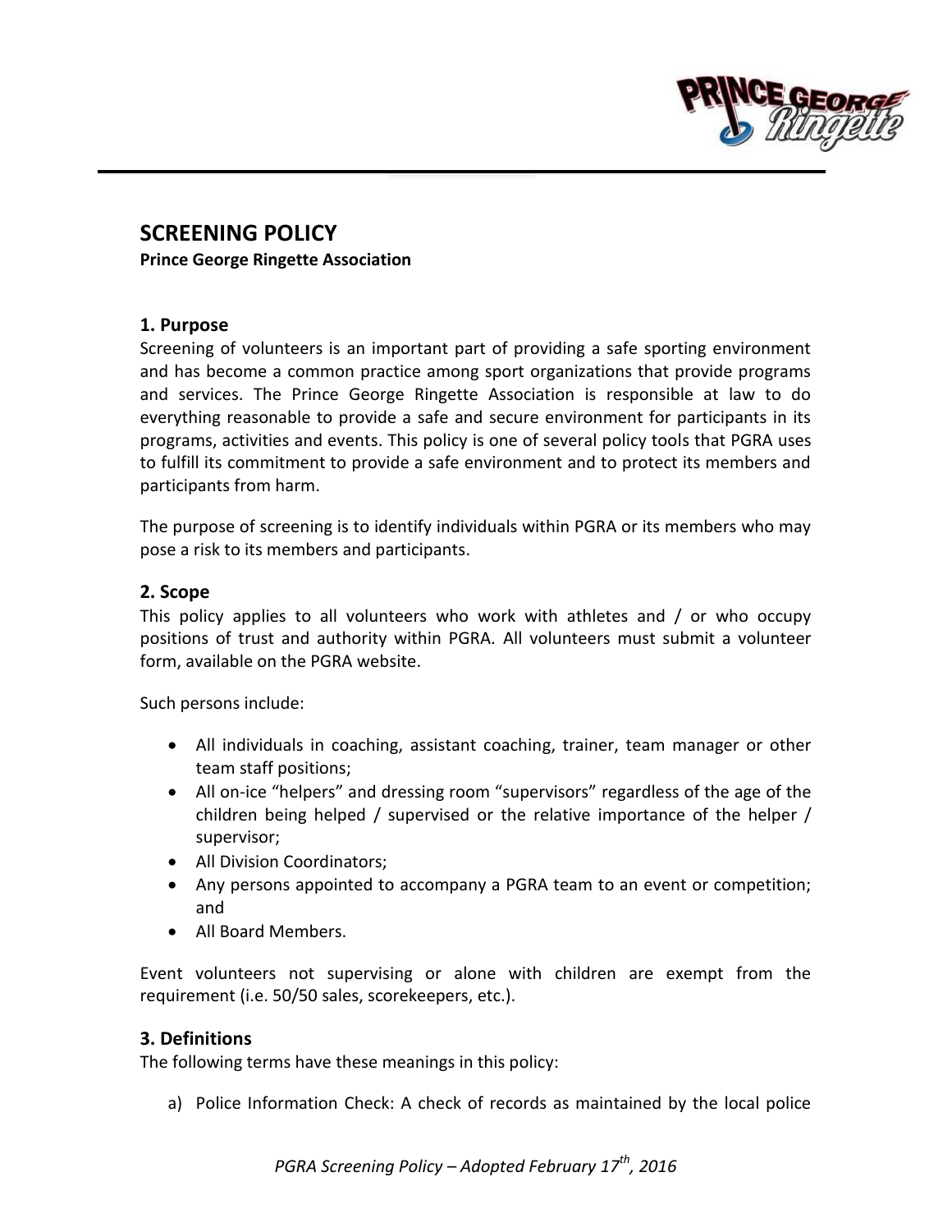# SCREENING POLICY

**Prince George Ringette Association**

## 1. Purpose

Screening of volunteers is an important part of providing a safe sporting environment and has become a common practice among sport organizations that provide programs and services. The Prince George Ringette Association is responsible at law to do everything reasonable to provide a safe and secure environment for participants in its programs, activities and events. This policy is one of several policy tools that PGRA uses to fulfill its commitment to provide a safe environment and to protect its members and participants from harm.

The purpose of screening is to identify individuals within PGRA or its members who may pose a risk to its members and participants.

## 2. Scope

This policy applies to all volunteers who work with athletes and / or who occupy positions of trust and authority within PGRA. All volunteers must submit a volunteer form, available on the PGRA website.

Such persons include:

- All individuals in coaching, assistant coaching, trainer, team manager or other team staff positions;
- All on-ice "helpers" and dressing room "supervisors" regardless of the age of the children being helped / supervised or the relative importance of the helper / supervisor;
- All Division Coordinators;
- Any persons appointed to accompany a PGRA team to an event or competition; and
- All Board Members.

Event volunteers not supervising or alone with children are exempt from the requirement (i.e. 50/50 sales, scorekeepers, etc.).

## 3. Definitions

The following terms have these meanings in this policy:

a) Police Information Check: A check of records as maintained by the local police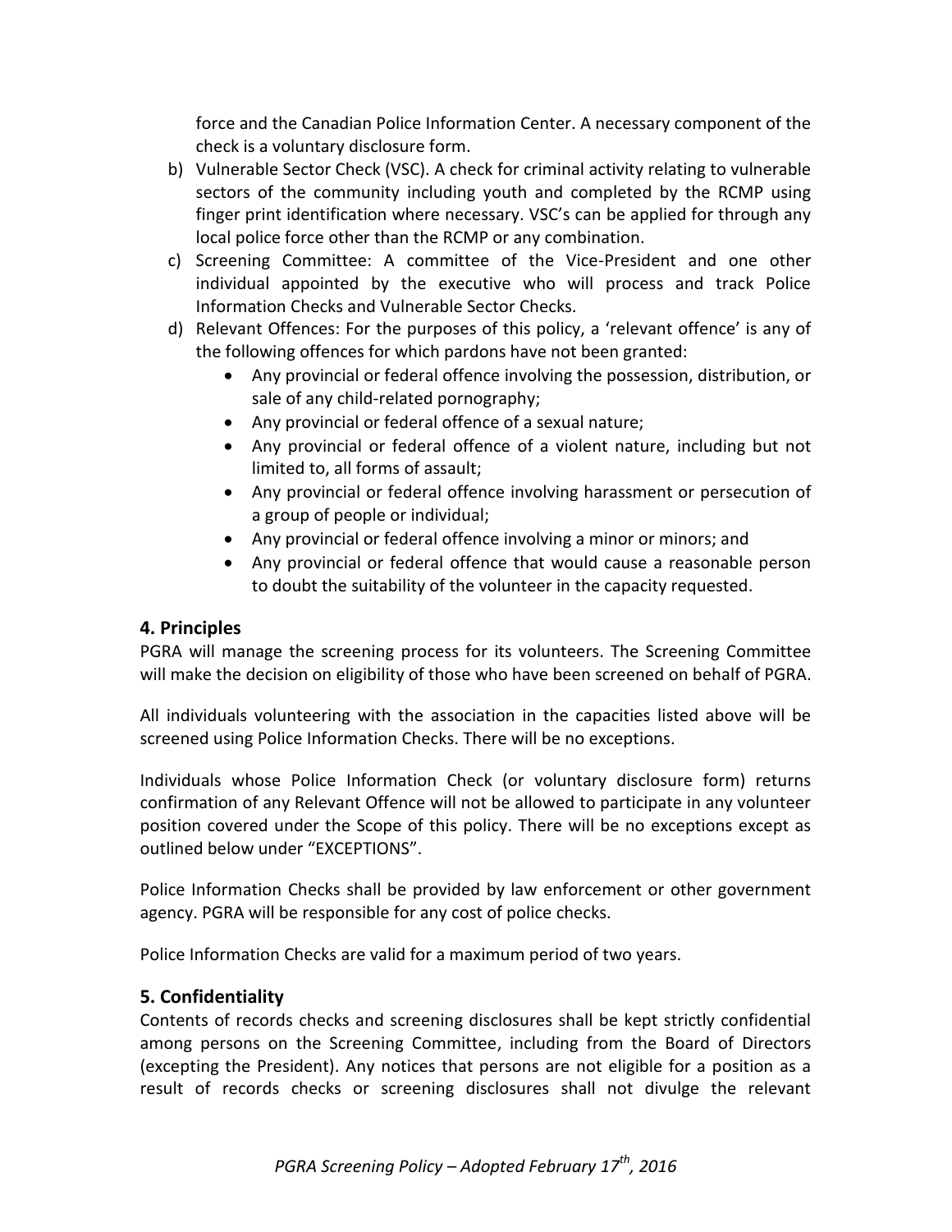force and the Canadian Police Information Center. A necessary component of the check is a voluntary disclosure form.

b) Vulnerable Sector Check (VSC). A check for criminal activity relating to vulnerable sectors of the community including youth and completed by the RCMP using finger print identification where necessary. VSC's can be applied for through any local police force other than the RCMP or any combination.

c) Screening Committee: A committee of the Vice-President and one other individual appointed by the executive who will process and track Police Information Checks and Vulnerable Sector Checks.

d) Relevant Offences: For the purposes of this policy, a 'relevant offence' is any of the following offences for which pardons have not been granted:
   - Any provincial or federal offence involving the possession, distribution, or sale of any child-related pornography;
   - Any provincial or federal offence of a sexual nature;
   - Any provincial or federal offence of a violent nature, including but not limited to, all forms of assault;
   - Any provincial or federal offence involving harassment or persecution of a group of people or individual;
   - Any provincial or federal offence involving a minor or minors; and
   - Any provincial or federal offence that would cause a reasonable person to doubt the suitability of the volunteer in the capacity requested.

## 4. Principles

PGRA will manage the screening process for its volunteers. The Screening Committee will make the decision on eligibility of those who have been screened on behalf of PGRA.

All individuals volunteering with the association in the capacities listed above will be screened using Police Information Checks. There will be no exceptions.

Individuals whose Police Information Check (or voluntary disclosure form) returns confirmation of any Relevant Offence will not be allowed to participate in any volunteer position covered under the Scope of this policy. There will be no exceptions except as outlined below under "EXCEPTIONS".

Police Information Checks shall be provided by law enforcement or other government agency. PGRA will be responsible for any cost of police checks.

Police Information Checks are valid for a maximum period of two years.

## 5. Confidentiality

Contents of records checks and screening disclosures shall be kept strictly confidential among persons on the Screening Committee, including from the Board of Directors (excepting the President). Any notices that persons are not eligible for a position as a result of records checks or screening disclosures shall not divulge the relevant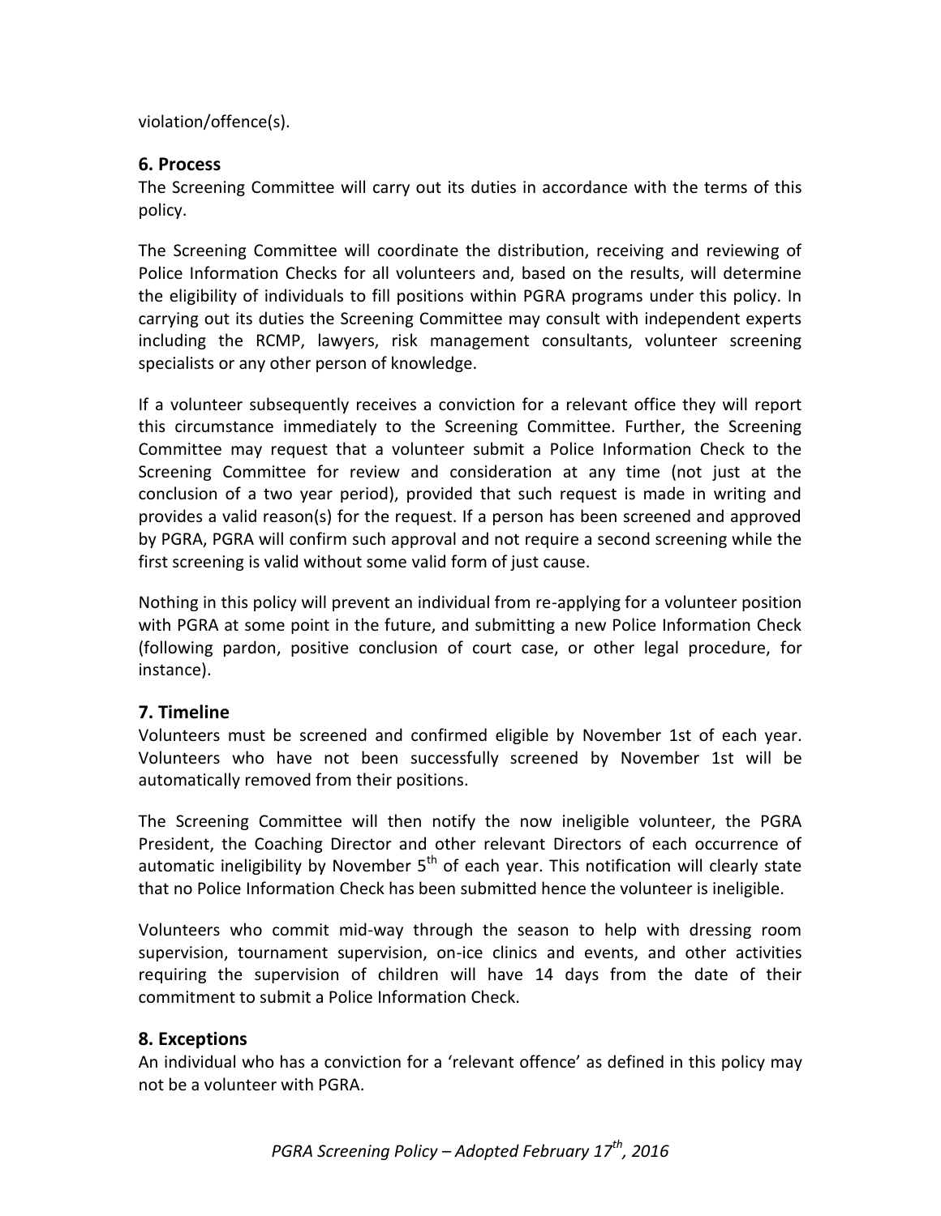violation/offence(s).

## 6. Process

The Screening Committee will carry out its duties in accordance with the terms of this policy.

The Screening Committee will coordinate the distribution, receiving and reviewing of Police Information Checks for all volunteers and, based on the results, will determine the eligibility of individuals to fill positions within PGRA programs under this policy. In carrying out its duties the Screening Committee may consult with independent experts including the RCMP, lawyers, risk management consultants, volunteer screening specialists or any other person of knowledge.

If a volunteer subsequently receives a conviction for a relevant office they will report this circumstance immediately to the Screening Committee. Further, the Screening Committee may request that a volunteer submit a Police Information Check to the Screening Committee for review and consideration at any time (not just at the conclusion of a two year period), provided that such request is made in writing and provides a valid reason(s) for the request. If a person has been screened and approved by PGRA, PGRA will confirm such approval and not require a second screening while the first screening is valid without some valid form of just cause.

Nothing in this policy will prevent an individual from re-applying for a volunteer position with PGRA at some point in the future, and submitting a new Police Information Check (following pardon, positive conclusion of court case, or other legal procedure, for instance).

## 7. Timeline

Volunteers must be screened and confirmed eligible by November 1st of each year. Volunteers who have not been successfully screened by November 1st will be automatically removed from their positions.

The Screening Committee will then notify the now ineligible volunteer, the PGRA President, the Coaching Director and other relevant Directors of each occurrence of automatic ineligibility by November 5th of each year. This notification will clearly state that no Police Information Check has been submitted hence the volunteer is ineligible.

Volunteers who commit mid-way through the season to help with dressing room supervision, tournament supervision, on-ice clinics and events, and other activities requiring the supervision of children will have 14 days from the date of their commitment to submit a Police Information Check.

## 8. Exceptions

An individual who has a conviction for a 'relevant offence' as defined in this policy may not be a volunteer with PGRA.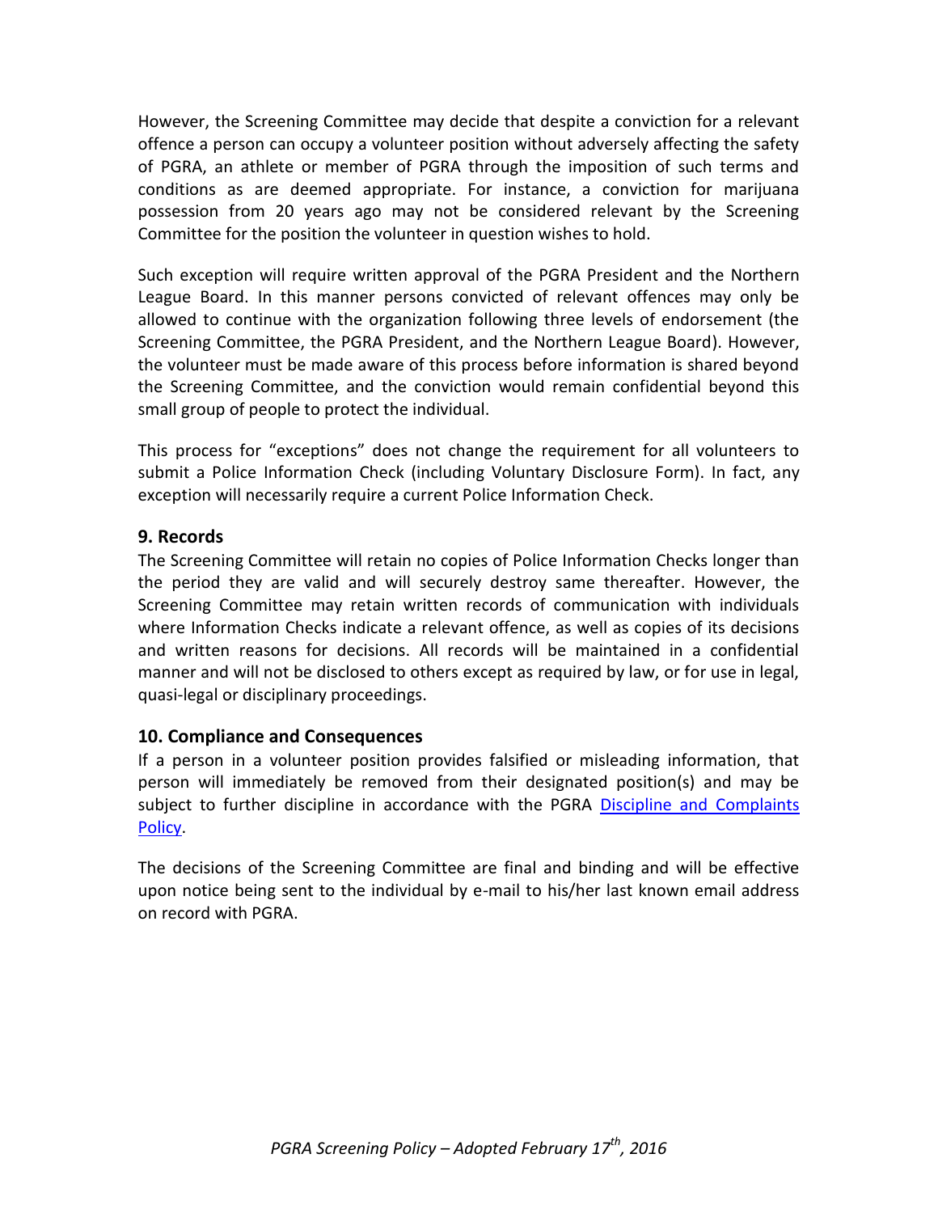However, the Screening Committee may decide that despite a conviction for a relevant offence a person can occupy a volunteer position without adversely affecting the safety of PGRA, an athlete or member of PGRA through the imposition of such terms and conditions as are deemed appropriate. For instance, a conviction for marijuana possession from 20 years ago may not be considered relevant by the Screening Committee for the position the volunteer in question wishes to hold.

Such exception will require written approval of the PGRA President and the Northern League Board. In this manner persons convicted of relevant offences may only be allowed to continue with the organization following three levels of endorsement (the Screening Committee, the PGRA President, and the Northern League Board). However, the volunteer must be made aware of this process before information is shared beyond the Screening Committee, and the conviction would remain confidential beyond this small group of people to protect the individual.

This process for "exceptions" does not change the requirement for all volunteers to submit a Police Information Check (including Voluntary Disclosure Form). In fact, any exception will necessarily require a current Police Information Check.

## 9. Records

The Screening Committee will retain no copies of Police Information Checks longer than the period they are valid and will securely destroy same thereafter. However, the Screening Committee may retain written records of communication with individuals where Information Checks indicate a relevant offence, as well as copies of its decisions and written reasons for decisions. All records will be maintained in a confidential manner and will not be disclosed to others except as required by law, or for use in legal, quasi-legal or disciplinary proceedings.

## 10. Compliance and Consequences

If a person in a volunteer position provides falsified or misleading information, that person will immediately be removed from their designated position(s) and may be subject to further discipline in accordance with the PGRA Discipline and Complaints Policy.

The decisions of the Screening Committee are final and binding and will be effective upon notice being sent to the individual by e-mail to his/her last known email address on record with PGRA.